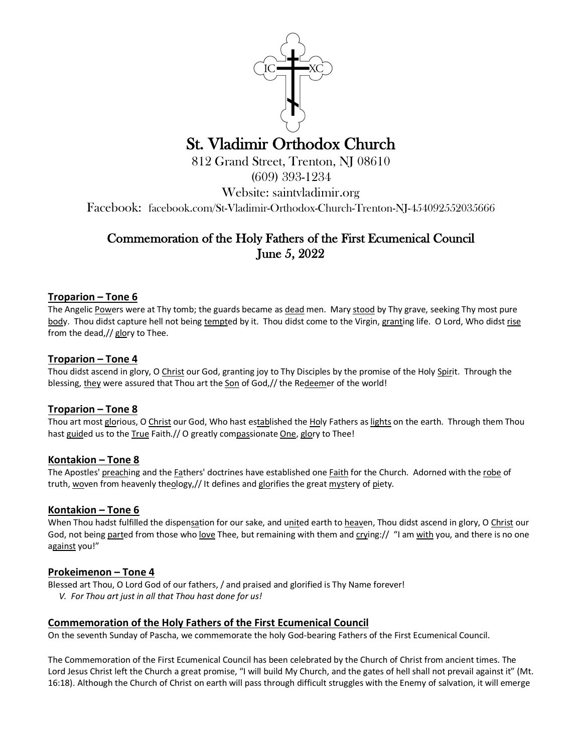# St. Vladimir Orthodox Church

812 Grand Street, Trenton, NJ 08610
(609) 393-1234
Website: saintvladimir.org
Facebook: facebook.com/St-Vladimir-Orthodox-Church-Trenton-NJ-454092552035666

## Commemoration of the Holy Fathers of the First Ecumenical Council
## June 5, 2022

### Troparion – Tone 6

The Angelic Powers were at Thy tomb; the guards became as dead men. Mary stood by Thy grave, seeking Thy most pure body. Thou didst capture hell not being tempted by it. Thou didst come to the Virgin, granting life. O Lord, Who didst rise from the dead,// glory to Thee.

### Troparion – Tone 4

Thou didst ascend in glory, O Christ our God, granting joy to Thy Disciples by the promise of the Holy Spirit. Through the blessing, they were assured that Thou art the Son of God,// the Redeemer of the world!

### Troparion – Tone 8

Thou art most glorious, O Christ our God, Who hast established the Holy Fathers as lights on the earth. Through them Thou hast guided us to the True Faith.// O greatly compassionate One, glory to Thee!

### Kontakion – Tone 8

The Apostles' preaching and the Fathers' doctrines have established one Faith for the Church. Adorned with the robe of truth, woven from heavenly theology,// It defines and glorifies the great mystery of piety.

### Kontakion – Tone 6

When Thou hadst fulfilled the dispensation for our sake, and united earth to heaven, Thou didst ascend in glory, O Christ our God, not being parted from those who love Thee, but remaining with them and crying:// "I am with you, and there is no one against you!"

### Prokeimenon – Tone 4

Blessed art Thou, O Lord God of our fathers, / and praised and glorified is Thy Name forever!

*V. For Thou art just in all that Thou hast done for us!*

### Commemoration of the Holy Fathers of the First Ecumenical Council

On the seventh Sunday of Pascha, we commemorate the holy God-bearing Fathers of the First Ecumenical Council.

The Commemoration of the First Ecumenical Council has been celebrated by the Church of Christ from ancient times. The Lord Jesus Christ left the Church a great promise, "I will build My Church, and the gates of hell shall not prevail against it" (Mt. 16:18). Although the Church of Christ on earth will pass through difficult struggles with the Enemy of salvation, it will emerge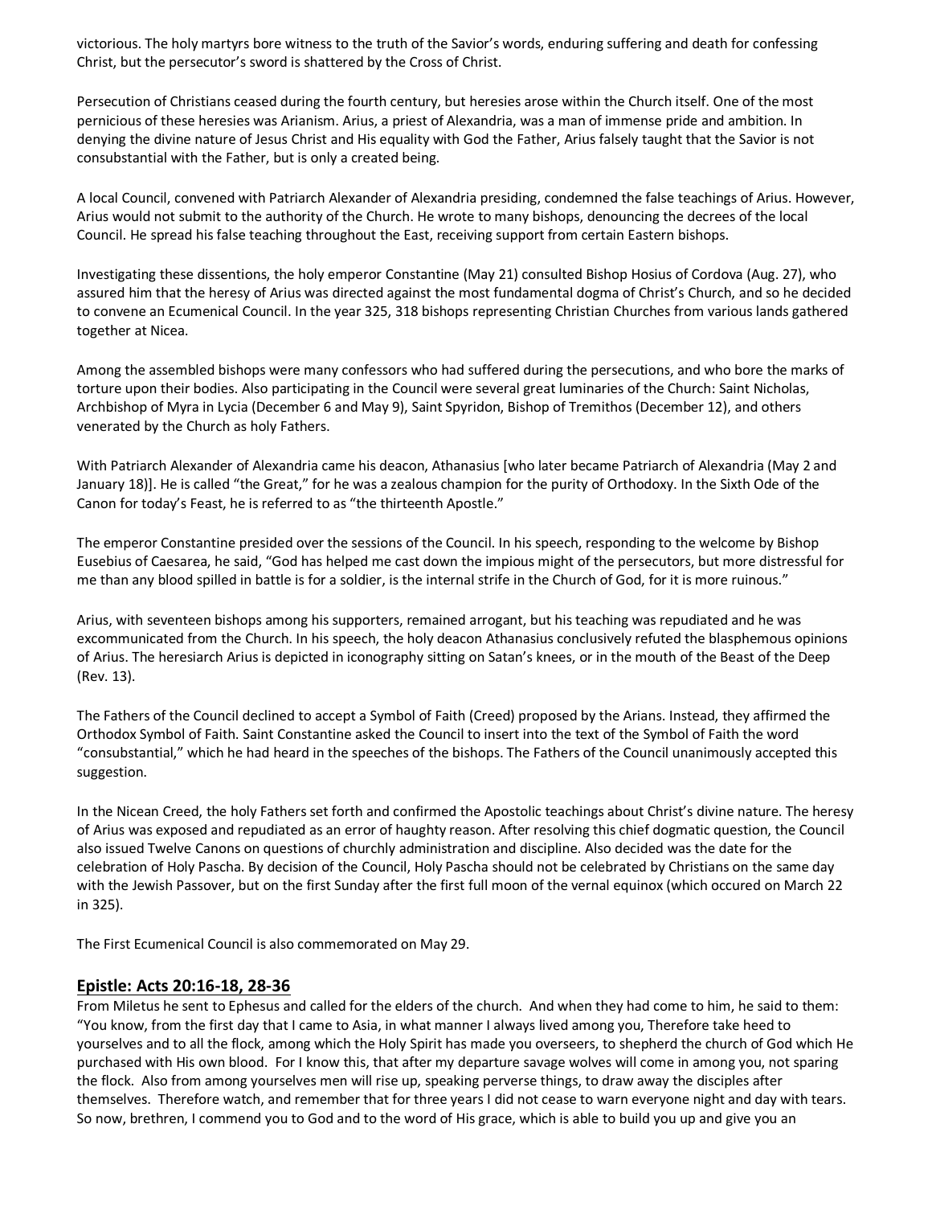victorious. The holy martyrs bore witness to the truth of the Savior's words, enduring suffering and death for confessing Christ, but the persecutor's sword is shattered by the Cross of Christ.

Persecution of Christians ceased during the fourth century, but heresies arose within the Church itself. One of the most pernicious of these heresies was Arianism. Arius, a priest of Alexandria, was a man of immense pride and ambition. In denying the divine nature of Jesus Christ and His equality with God the Father, Arius falsely taught that the Savior is not consubstantial with the Father, but is only a created being.

A local Council, convened with Patriarch Alexander of Alexandria presiding, condemned the false teachings of Arius. However, Arius would not submit to the authority of the Church. He wrote to many bishops, denouncing the decrees of the local Council. He spread his false teaching throughout the East, receiving support from certain Eastern bishops.

Investigating these dissentions, the holy emperor Constantine (May 21) consulted Bishop Hosius of Cordova (Aug. 27), who assured him that the heresy of Arius was directed against the most fundamental dogma of Christ's Church, and so he decided to convene an Ecumenical Council. In the year 325, 318 bishops representing Christian Churches from various lands gathered together at Nicea.

Among the assembled bishops were many confessors who had suffered during the persecutions, and who bore the marks of torture upon their bodies. Also participating in the Council were several great luminaries of the Church: Saint Nicholas, Archbishop of Myra in Lycia (December 6 and May 9), Saint Spyridon, Bishop of Tremithos (December 12), and others venerated by the Church as holy Fathers.

With Patriarch Alexander of Alexandria came his deacon, Athanasius [who later became Patriarch of Alexandria (May 2 and January 18)]. He is called "the Great," for he was a zealous champion for the purity of Orthodoxy. In the Sixth Ode of the Canon for today's Feast, he is referred to as "the thirteenth Apostle."

The emperor Constantine presided over the sessions of the Council. In his speech, responding to the welcome by Bishop Eusebius of Caesarea, he said, "God has helped me cast down the impious might of the persecutors, but more distressful for me than any blood spilled in battle is for a soldier, is the internal strife in the Church of God, for it is more ruinous."

Arius, with seventeen bishops among his supporters, remained arrogant, but his teaching was repudiated and he was excommunicated from the Church. In his speech, the holy deacon Athanasius conclusively refuted the blasphemous opinions of Arius. The heresiarch Arius is depicted in iconography sitting on Satan's knees, or in the mouth of the Beast of the Deep (Rev. 13).

The Fathers of the Council declined to accept a Symbol of Faith (Creed) proposed by the Arians. Instead, they affirmed the Orthodox Symbol of Faith. Saint Constantine asked the Council to insert into the text of the Symbol of Faith the word "consubstantial," which he had heard in the speeches of the bishops. The Fathers of the Council unanimously accepted this suggestion.

In the Nicean Creed, the holy Fathers set forth and confirmed the Apostolic teachings about Christ's divine nature. The heresy of Arius was exposed and repudiated as an error of haughty reason. After resolving this chief dogmatic question, the Council also issued Twelve Canons on questions of churchly administration and discipline. Also decided was the date for the celebration of Holy Pascha. By decision of the Council, Holy Pascha should not be celebrated by Christians on the same day with the Jewish Passover, but on the first Sunday after the first full moon of the vernal equinox (which occured on March 22 in 325).

The First Ecumenical Council is also commemorated on May 29.

## Epistle: Acts 20:16-18, 28-36

From Miletus he sent to Ephesus and called for the elders of the church. And when they had come to him, he said to them: "You know, from the first day that I came to Asia, in what manner I always lived among you, Therefore take heed to yourselves and to all the flock, among which the Holy Spirit has made you overseers, to shepherd the church of God which He purchased with His own blood. For I know this, that after my departure savage wolves will come in among you, not sparing the flock. Also from among yourselves men will rise up, speaking perverse things, to draw away the disciples after themselves. Therefore watch, and remember that for three years I did not cease to warn everyone night and day with tears. So now, brethren, I commend you to God and to the word of His grace, which is able to build you up and give you an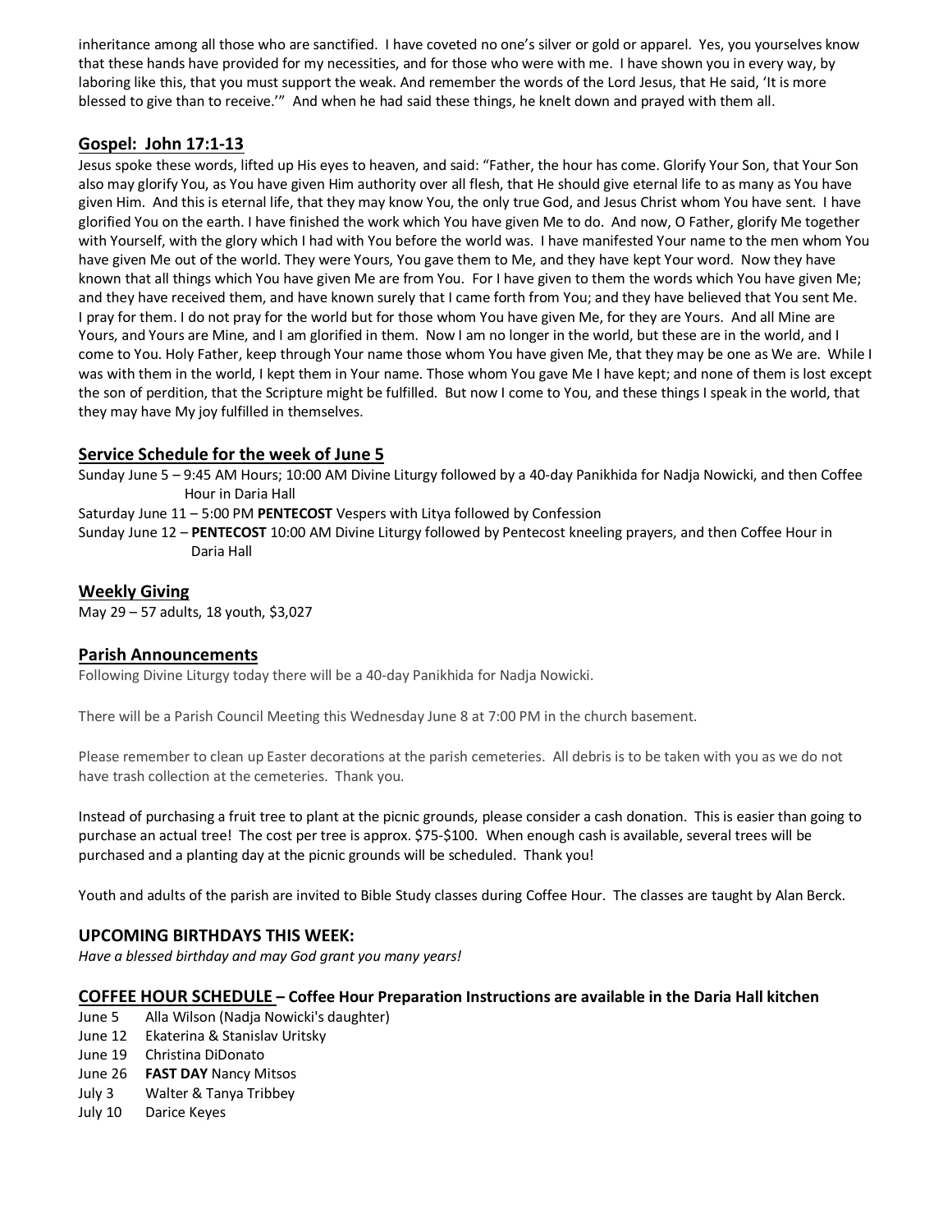inheritance among all those who are sanctified. I have coveted no one's silver or gold or apparel. Yes, you yourselves know that these hands have provided for my necessities, and for those who were with me. I have shown you in every way, by laboring like this, that you must support the weak. And remember the words of the Lord Jesus, that He said, 'It is more blessed to give than to receive.'" And when he had said these things, he knelt down and prayed with them all.

## Gospel: John 17:1-13

Jesus spoke these words, lifted up His eyes to heaven, and said: "Father, the hour has come. Glorify Your Son, that Your Son also may glorify You, as You have given Him authority over all flesh, that He should give eternal life to as many as You have given Him. And this is eternal life, that they may know You, the only true God, and Jesus Christ whom You have sent. I have glorified You on the earth. I have finished the work which You have given Me to do. And now, O Father, glorify Me together with Yourself, with the glory which I had with You before the world was. I have manifested Your name to the men whom You have given Me out of the world. They were Yours, You gave them to Me, and they have kept Your word. Now they have known that all things which You have given Me are from You. For I have given to them the words which You have given Me; and they have received them, and have known surely that I came forth from You; and they have believed that You sent Me. I pray for them. I do not pray for the world but for those whom You have given Me, for they are Yours. And all Mine are Yours, and Yours are Mine, and I am glorified in them. Now I am no longer in the world, but these are in the world, and I come to You. Holy Father, keep through Your name those whom You have given Me, that they may be one as We are. While I was with them in the world, I kept them in Your name. Those whom You gave Me I have kept; and none of them is lost except the son of perdition, that the Scripture might be fulfilled. But now I come to You, and these things I speak in the world, that they may have My joy fulfilled in themselves.

## Service Schedule for the week of June 5

Sunday June 5 – 9:45 AM Hours; 10:00 AM Divine Liturgy followed by a 40-day Panikhida for Nadja Nowicki, and then Coffee Hour in Daria Hall

Saturday June 11 – 5:00 PM **PENTECOST** Vespers with Litya followed by Confession

Sunday June 12 – **PENTECOST** 10:00 AM Divine Liturgy followed by Pentecost kneeling prayers, and then Coffee Hour in Daria Hall

## Weekly Giving

May 29 – 57 adults, 18 youth, $3,027

## Parish Announcements

Following Divine Liturgy today there will be a 40-day Panikhida for Nadja Nowicki.

There will be a Parish Council Meeting this Wednesday June 8 at 7:00 PM in the church basement.

Please remember to clean up Easter decorations at the parish cemeteries. All debris is to be taken with you as we do not have trash collection at the cemeteries. Thank you.

Instead of purchasing a fruit tree to plant at the picnic grounds, please consider a cash donation. This is easier than going to purchase an actual tree! The cost per tree is approx. $75-$100. When enough cash is available, several trees will be purchased and a planting day at the picnic grounds will be scheduled. Thank you!

Youth and adults of the parish are invited to Bible Study classes during Coffee Hour. The classes are taught by Alan Berck.

## UPCOMING BIRTHDAYS THIS WEEK:

*Have a blessed birthday and may God grant you many years!*

## COFFEE HOUR SCHEDULE – Coffee Hour Preparation Instructions are available in the Daria Hall kitchen

- June 5 Alla Wilson (Nadja Nowicki's daughter)
- June 12 Ekaterina & Stanislav Uritsky
- June 19 Christina DiDonato
- June 26 **FAST DAY** Nancy Mitsos
- July 3 Walter & Tanya Tribbey
- July 10 Darice Keyes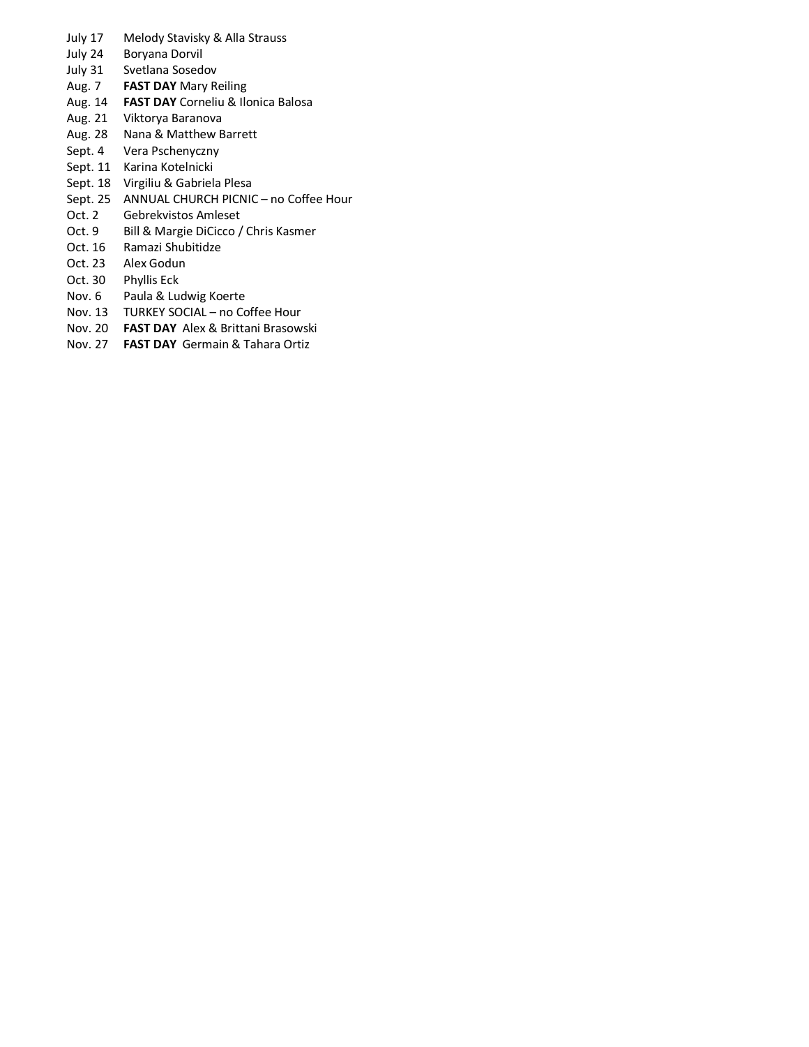| | |
|---|---|
| July 17 | Melody Stavisky & Alla Strauss |
| July 24 | Boryana Dorvil |
| July 31 | Svetlana Sosedov |
| Aug. 7 | **FAST DAY** Mary Reiling |
| Aug. 14 | **FAST DAY** Corneliu & Ilonica Balosa |
| Aug. 21 | Viktorya Baranova |
| Aug. 28 | Nana & Matthew Barrett |
| Sept. 4 | Vera Pschenyczny |
| Sept. 11 | Karina Kotelnicki |
| Sept. 18 | Virgiliu & Gabriela Plesa |
| Sept. 25 | ANNUAL CHURCH PICNIC – no Coffee Hour |
| Oct. 2 | Gebrekvistos Amleset |
| Oct. 9 | Bill & Margie DiCicco / Chris Kasmer |
| Oct. 16 | Ramazi Shubitidze |
| Oct. 23 | Alex Godun |
| Oct. 30 | Phyllis Eck |
| Nov. 6 | Paula & Ludwig Koerte |
| Nov. 13 | TURKEY SOCIAL – no Coffee Hour |
| Nov. 20 | **FAST DAY** Alex & Brittani Brasowski |
| Nov. 27 | **FAST DAY** Germain & Tahara Ortiz |